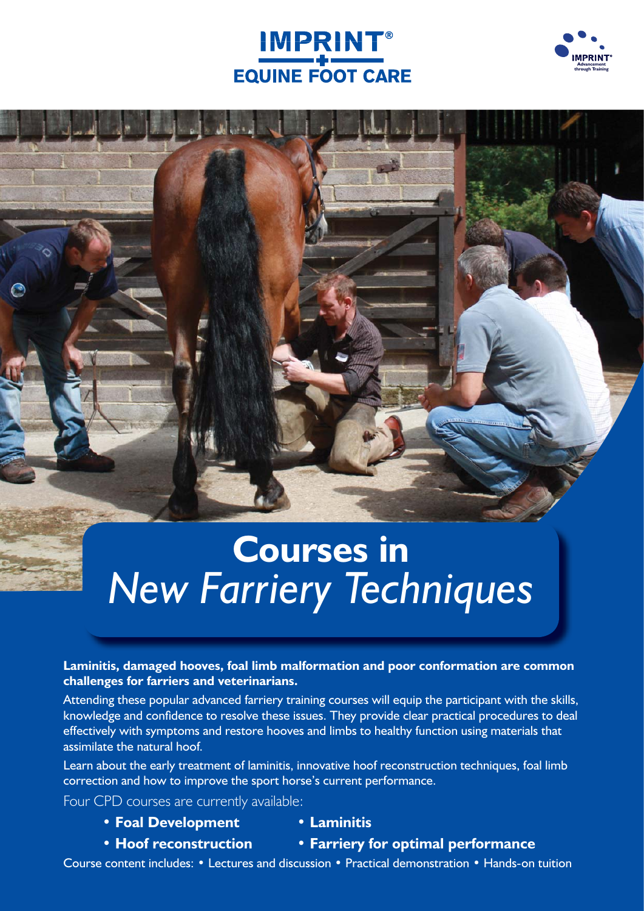IMPRINT®
EQUINE FOOT CARE

IMPRINT® Advancement through Training

# **Courses in** *New Farriery Techniques*

**Laminitis, damaged hooves, foal limb malformation and poor conformation are common challenges for farriers and veterinarians.**

Attending these popular advanced farriery training courses will equip the participant with the skills, knowledge and confidence to resolve these issues. They provide clear practical procedures to deal effectively with symptoms and restore hooves and limbs to healthy function using materials that assimilate the natural hoof.

Learn about the early treatment of laminitis, innovative hoof reconstruction techniques, foal limb correction and how to improve the sport horse's current performance.

Four CPD courses are currently available:

- **Foal Development**
- **Laminitis**
- **Hoof reconstruction**
- **Farriery for optimal performance**

Course content includes: • Lectures and discussion • Practical demonstration • Hands-on tuition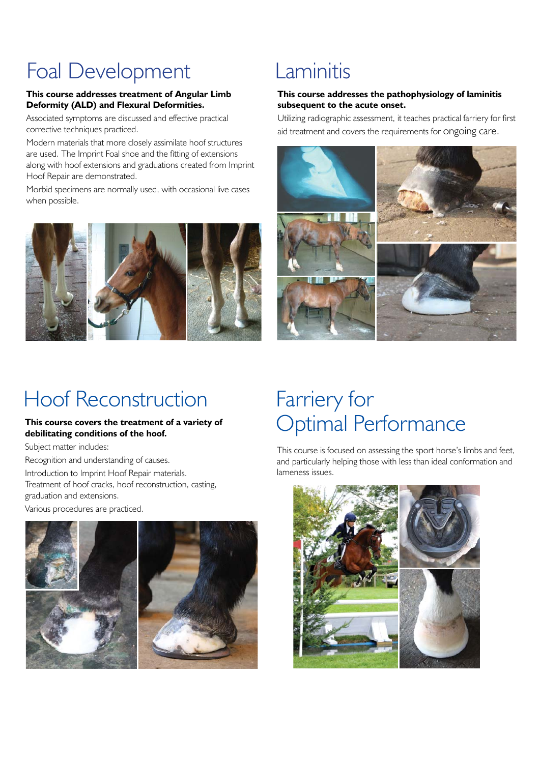# Foal Development

**This course addresses treatment of Angular Limb Deformity (ALD) and Flexural Deformities.**

Associated symptoms are discussed and effective practical corrective techniques practiced.

Modern materials that more closely assimilate hoof structures are used. The Imprint Foal shoe and the fitting of extensions along with hoof extensions and graduations created from Imprint Hoof Repair are demonstrated.

Morbid specimens are normally used, with occasional live cases when possible.

# Laminitis

**This course addresses the pathophysiology of laminitis subsequent to the acute onset.**

Utilizing radiographic assessment, it teaches practical farriery for first aid treatment and covers the requirements for ongoing care.

# Hoof Reconstruction

**This course covers the treatment of a variety of debilitating conditions of the hoof.**

Subject matter includes:

Recognition and understanding of causes.

Introduction to Imprint Hoof Repair materials.
Treatment of hoof cracks, hoof reconstruction, casting, graduation and extensions.

Various procedures are practiced.

# Farriery for Optimal Performance

This course is focused on assessing the sport horse's limbs and feet, and particularly helping those with less than ideal conformation and lameness issues.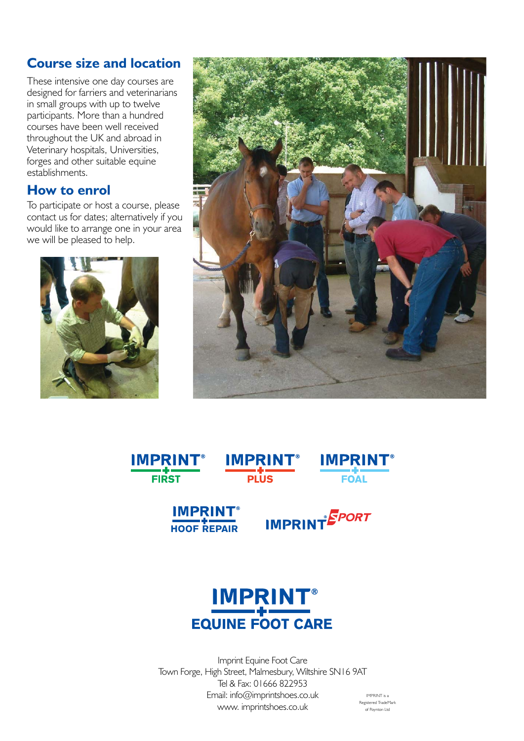## Course size and location

These intensive one day courses are designed for farriers and veterinarians in small groups with up to twelve participants. More than a hundred courses have been well received throughout the UK and abroad in Veterinary hospitals, Universities, forges and other suitable equine establishments.

## How to enrol

To participate or host a course, please contact us for dates; alternatively if you would like to arrange one in your area we will be pleased to help.

IMPRINT® FIRST

IMPRINT® PLUS

IMPRINT® FOAL

IMPRINT® HOOF REPAIR

IMPRINT® SPORT

**IMPRINT® EQUINE FOOT CARE**

Imprint Equine Foot Care
Town Forge, High Street, Malmesbury, Wiltshire SN16 9AT
Tel & Fax: 01666 822953
Email: info@imprintshoes.co.uk
www. imprintshoes.co.uk

IMPRINT is a Registered TradeMark of Poynton Ltd